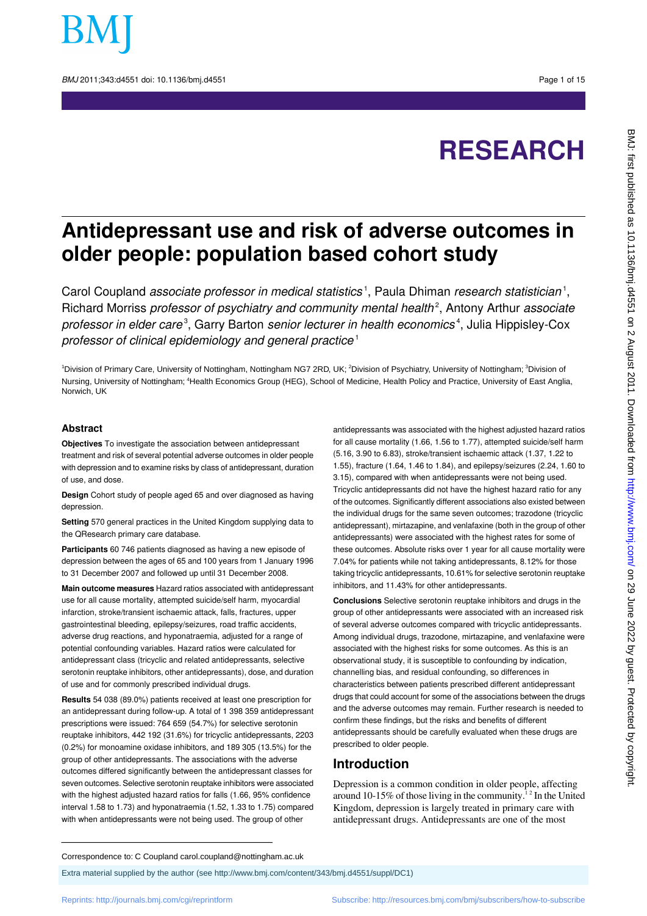# Antidepressant use and risk of adverse outcomes in older people: population based cohort study

Carol Coupland *associate professor in medical statistics*[1], Paula Dhiman *research statistician*[1], Richard Morriss *professor of psychiatry and community mental health*[2], Antony Arthur *associate professor in elder care*[3], Garry Barton *senior lecturer in health economics*[4], Julia Hippisley-Cox *professor of clinical epidemiology and general practice*[1]

[1]Division of Primary Care, University of Nottingham, Nottingham NG7 2RD, UK; [2]Division of Psychiatry, University of Nottingham; [3]Division of Nursing, University of Nottingham; [4]Health Economics Group (HEG), School of Medicine, Health Policy and Practice, University of East Anglia, Norwich, UK

## Abstract

**Objectives** To investigate the association between antidepressant treatment and risk of several potential adverse outcomes in older people with depression and to examine risks by class of antidepressant, duration of use, and dose.

**Design** Cohort study of people aged 65 and over diagnosed as having depression.

**Setting** 570 general practices in the United Kingdom supplying data to the QResearch primary care database.

**Participants** 60 746 patients diagnosed as having a new episode of depression between the ages of 65 and 100 years from 1 January 1996 to 31 December 2007 and followed up until 31 December 2008.

**Main outcome measures** Hazard ratios associated with antidepressant use for all cause mortality, attempted suicide/self harm, myocardial infarction, stroke/transient ischaemic attack, falls, fractures, upper gastrointestinal bleeding, epilepsy/seizures, road traffic accidents, adverse drug reactions, and hyponatraemia, adjusted for a range of potential confounding variables. Hazard ratios were calculated for antidepressant class (tricyclic and related antidepressants, selective serotonin reuptake inhibitors, other antidepressants), dose, and duration of use and for commonly prescribed individual drugs.

**Results** 54 038 (89.0%) patients received at least one prescription for an antidepressant during follow-up. A total of 1 398 359 antidepressant prescriptions were issued: 764 659 (54.7%) for selective serotonin reuptake inhibitors, 442 192 (31.6%) for tricyclic antidepressants, 2203 (0.2%) for monoamine oxidase inhibitors, and 189 305 (13.5%) for the group of other antidepressants. The associations with the adverse outcomes differed significantly between the antidepressant classes for seven outcomes. Selective serotonin reuptake inhibitors were associated with the highest adjusted hazard ratios for falls (1.66, 95% confidence interval 1.58 to 1.73) and hyponatraemia (1.52, 1.33 to 1.75) compared with when antidepressants were not being used. The group of other antidepressants was associated with the highest adjusted hazard ratios for all cause mortality (1.66, 1.56 to 1.77), attempted suicide/self harm (5.16, 3.90 to 6.83), stroke/transient ischaemic attack (1.37, 1.22 to 1.55), fracture (1.64, 1.46 to 1.84), and epilepsy/seizures (2.24, 1.60 to 3.15), compared with when antidepressants were not being used. Tricyclic antidepressants did not have the highest hazard ratio for any of the outcomes. Significantly different associations also existed between the individual drugs for the same seven outcomes; trazodone (tricyclic antidepressant), mirtazapine, and venlafaxine (both in the group of other antidepressants) were associated with the highest rates for some of these outcomes. Absolute risks over 1 year for all cause mortality were 7.04% for patients while not taking antidepressants, 8.12% for those taking tricyclic antidepressants, 10.61% for selective serotonin reuptake inhibitors, and 11.43% for other antidepressants.

**Conclusions** Selective serotonin reuptake inhibitors and drugs in the group of other antidepressants were associated with an increased risk of several adverse outcomes compared with tricyclic antidepressants. Among individual drugs, trazodone, mirtazapine, and venlafaxine were associated with the highest risks for some outcomes. As this is an observational study, it is susceptible to confounding by indication, channelling bias, and residual confounding, so differences in characteristics between patients prescribed different antidepressant drugs that could account for some of the associations between the drugs and the adverse outcomes may remain. Further research is needed to confirm these findings, but the risks and benefits of different antidepressants should be carefully evaluated when these drugs are prescribed to older people.

## Introduction

Depression is a common condition in older people, affecting around 10-15% of those living in the community.[1,2] In the United Kingdom, depression is largely treated in primary care with antidepressant drugs. Antidepressants are one of the most

Correspondence to: C Coupland carol.coupland@nottingham.ac.uk

Extra material supplied by the author (see http://www.bmj.com/content/343/bmj.d4551/suppl/DC1)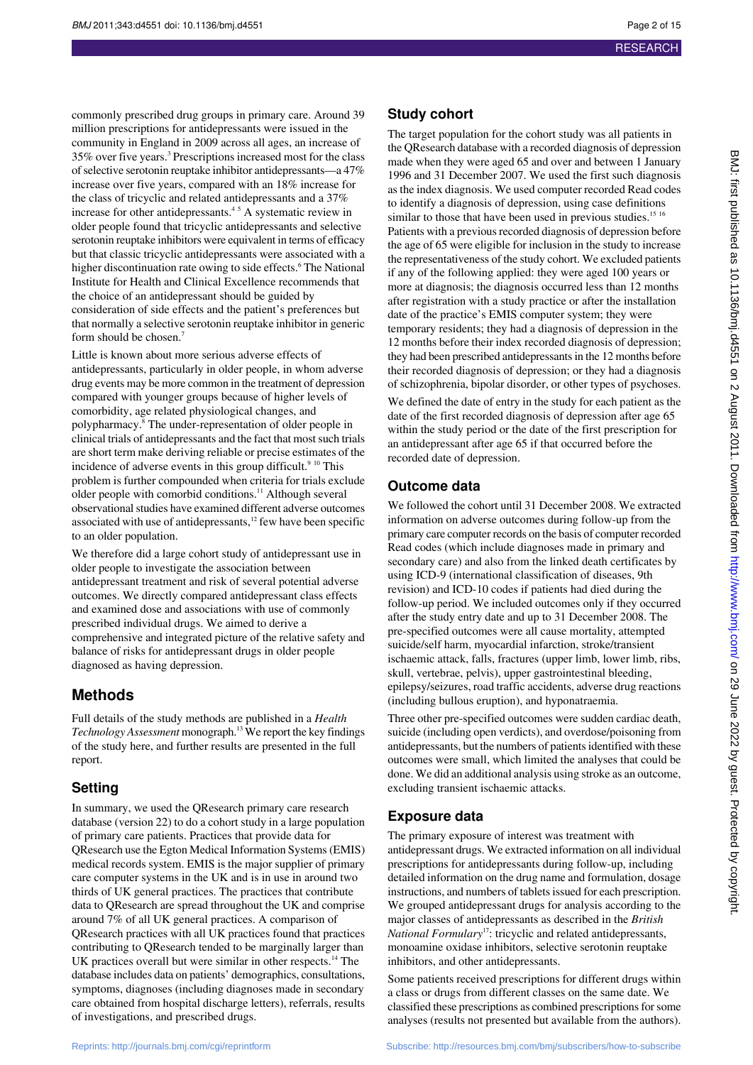commonly prescribed drug groups in primary care. Around 39 million prescriptions for antidepressants were issued in the community in England in 2009 across all ages, an increase of 35% over five years.[3] Prescriptions increased most for the class of selective serotonin reuptake inhibitor antidepressants—a 47% increase over five years, compared with an 18% increase for the class of tricyclic and related antidepressants and a 37% increase for other antidepressants.[4 5] A systematic review in older people found that tricyclic antidepressants and selective serotonin reuptake inhibitors were equivalent in terms of efficacy but that classic tricyclic antidepressants were associated with a higher discontinuation rate owing to side effects.[6] The National Institute for Health and Clinical Excellence recommends that the choice of an antidepressant should be guided by consideration of side effects and the patient's preferences but that normally a selective serotonin reuptake inhibitor in generic form should be chosen.[7]

Little is known about more serious adverse effects of antidepressants, particularly in older people, in whom adverse drug events may be more common in the treatment of depression compared with younger groups because of higher levels of comorbidity, age related physiological changes, and polypharmacy.[8] The under-representation of older people in clinical trials of antidepressants and the fact that most such trials are short term make deriving reliable or precise estimates of the incidence of adverse events in this group difficult.[9 10] This problem is further compounded when criteria for trials exclude older people with comorbid conditions.[11] Although several observational studies have examined different adverse outcomes associated with use of antidepressants,[12] few have been specific to an older population.

We therefore did a large cohort study of antidepressant use in older people to investigate the association between antidepressant treatment and risk of several potential adverse outcomes. We directly compared antidepressant class effects and examined dose and associations with use of commonly prescribed individual drugs. We aimed to derive a comprehensive and integrated picture of the relative safety and balance of risks for antidepressant drugs in older people diagnosed as having depression.

# Methods

Full details of the study methods are published in a *Health Technology Assessment* monograph.[13] We report the key findings of the study here, and further results are presented in the full report.

## Setting

In summary, we used the QResearch primary care research database (version 22) to do a cohort study in a large population of primary care patients. Practices that provide data for QResearch use the Egton Medical Information Systems (EMIS) medical records system. EMIS is the major supplier of primary care computer systems in the UK and is in use in around two thirds of UK general practices. The practices that contribute data to QResearch are spread throughout the UK and comprise around 7% of all UK general practices. A comparison of QResearch practices with all UK practices found that practices contributing to QResearch tended to be marginally larger than UK practices overall but were similar in other respects.[14] The database includes data on patients' demographics, consultations, symptoms, diagnoses (including diagnoses made in secondary care obtained from hospital discharge letters), referrals, results of investigations, and prescribed drugs.

## Study cohort

The target population for the cohort study was all patients in the QResearch database with a recorded diagnosis of depression made when they were aged 65 and over and between 1 January 1996 and 31 December 2007. We used the first such diagnosis as the index diagnosis. We used computer recorded Read codes to identify a diagnosis of depression, using case definitions similar to those that have been used in previous studies.[15 16] Patients with a previous recorded diagnosis of depression before the age of 65 were eligible for inclusion in the study to increase the representativeness of the study cohort. We excluded patients if any of the following applied: they were aged 100 years or more at diagnosis; the diagnosis occurred less than 12 months after registration with a study practice or after the installation date of the practice's EMIS computer system; they were temporary residents; they had a diagnosis of depression in the 12 months before their index recorded diagnosis of depression; they had been prescribed antidepressants in the 12 months before their recorded diagnosis of depression; or they had a diagnosis of schizophrenia, bipolar disorder, or other types of psychoses.

We defined the date of entry in the study for each patient as the date of the first recorded diagnosis of depression after age 65 within the study period or the date of the first prescription for an antidepressant after age 65 if that occurred before the recorded date of depression.

## Outcome data

We followed the cohort until 31 December 2008. We extracted information on adverse outcomes during follow-up from the primary care computer records on the basis of computer recorded Read codes (which include diagnoses made in primary and secondary care) and also from the linked death certificates by using ICD-9 (international classification of diseases, 9th revision) and ICD-10 codes if patients had died during the follow-up period. We included outcomes only if they occurred after the study entry date and up to 31 December 2008. The pre-specified outcomes were all cause mortality, attempted suicide/self harm, myocardial infarction, stroke/transient ischaemic attack, falls, fractures (upper limb, lower limb, ribs, skull, vertebrae, pelvis), upper gastrointestinal bleeding, epilepsy/seizures, road traffic accidents, adverse drug reactions (including bullous eruption), and hyponatraemia.

Three other pre-specified outcomes were sudden cardiac death, suicide (including open verdicts), and overdose/poisoning from antidepressants, but the numbers of patients identified with these outcomes were small, which limited the analyses that could be done. We did an additional analysis using stroke as an outcome, excluding transient ischaemic attacks.

## Exposure data

The primary exposure of interest was treatment with antidepressant drugs. We extracted information on all individual prescriptions for antidepressants during follow-up, including detailed information on the drug name and formulation, dosage instructions, and numbers of tablets issued for each prescription. We grouped antidepressant drugs for analysis according to the major classes of antidepressants as described in the *British National Formulary*[17]: tricyclic and related antidepressants, monoamine oxidase inhibitors, selective serotonin reuptake inhibitors, and other antidepressants.

Some patients received prescriptions for different drugs within a class or drugs from different classes on the same date. We classified these prescriptions as combined prescriptions for some analyses (results not presented but available from the authors).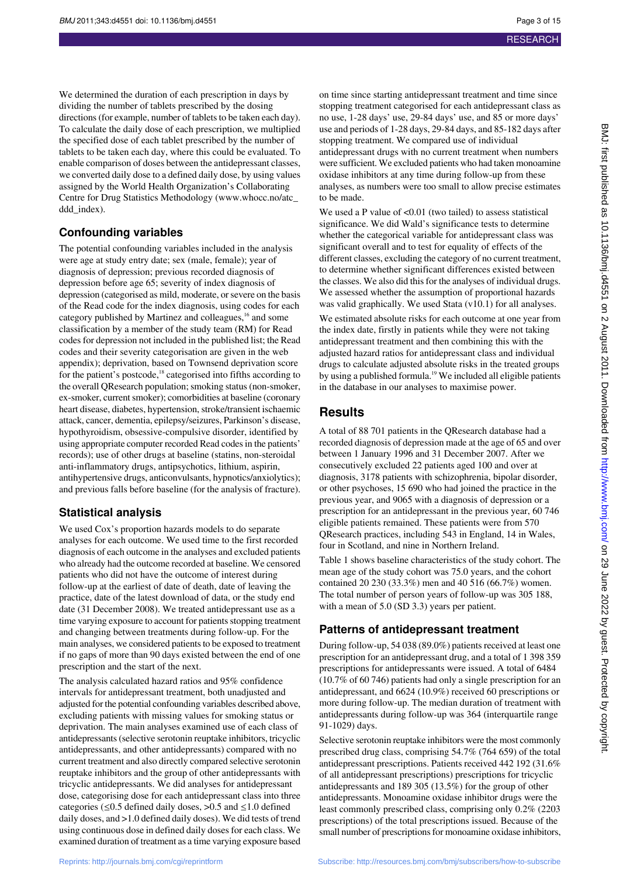We determined the duration of each prescription in days by dividing the number of tablets prescribed by the dosing directions (for example, number of tablets to be taken each day). To calculate the daily dose of each prescription, we multiplied the specified dose of each tablet prescribed by the number of tablets to be taken each day, where this could be evaluated. To enable comparison of doses between the antidepressant classes, we converted daily dose to a defined daily dose, by using values assigned by the World Health Organization's Collaborating Centre for Drug Statistics Methodology (www.whocc.no/atc_ddd_index).

## Confounding variables

The potential confounding variables included in the analysis were age at study entry date; sex (male, female); year of diagnosis of depression; previous recorded diagnosis of depression before age 65; severity of index diagnosis of depression (categorised as mild, moderate, or severe on the basis of the Read code for the index diagnosis, using codes for each category published by Martinez and colleagues,[16] and some classification by a member of the study team (RM) for Read codes for depression not included in the published list; the Read codes and their severity categorisation are given in the web appendix); deprivation, based on Townsend deprivation score for the patient's postcode,[18] categorised into fifths according to the overall QResearch population; smoking status (non-smoker, ex-smoker, current smoker); comorbidities at baseline (coronary heart disease, diabetes, hypertension, stroke/transient ischaemic attack, cancer, dementia, epilepsy/seizures, Parkinson's disease, hypothyroidism, obsessive-compulsive disorder, identified by using appropriate computer recorded Read codes in the patients' records); use of other drugs at baseline (statins, non-steroidal anti-inflammatory drugs, antipsychotics, lithium, aspirin, antihypertensive drugs, anticonvulsants, hypnotics/anxiolytics); and previous falls before baseline (for the analysis of fracture).

## Statistical analysis

We used Cox's proportion hazards models to do separate analyses for each outcome. We used time to the first recorded diagnosis of each outcome in the analyses and excluded patients who already had the outcome recorded at baseline. We censored patients who did not have the outcome of interest during follow-up at the earliest of date of death, date of leaving the practice, date of the latest download of data, or the study end date (31 December 2008). We treated antidepressant use as a time varying exposure to account for patients stopping treatment and changing between treatments during follow-up. For the main analyses, we considered patients to be exposed to treatment if no gaps of more than 90 days existed between the end of one prescription and the start of the next.

The analysis calculated hazard ratios and 95% confidence intervals for antidepressant treatment, both unadjusted and adjusted for the potential confounding variables described above, excluding patients with missing values for smoking status or deprivation. The main analyses examined use of each class of antidepressants (selective serotonin reuptake inhibitors, tricyclic antidepressants, and other antidepressants) compared with no current treatment and also directly compared selective serotonin reuptake inhibitors and the group of other antidepressants with tricyclic antidepressants. We did analyses for antidepressant dose, categorising dose for each antidepressant class into three categories (≤0.5 defined daily doses, >0.5 and ≤1.0 defined daily doses, and >1.0 defined daily doses). We did tests of trend using continuous dose in defined daily doses for each class. We examined duration of treatment as a time varying exposure based on time since starting antidepressant treatment and time since stopping treatment categorised for each antidepressant class as no use, 1-28 days' use, 29-84 days' use, and 85 or more days' use and periods of 1-28 days, 29-84 days, and 85-182 days after stopping treatment. We compared use of individual antidepressant drugs with no current treatment when numbers were sufficient. We excluded patients who had taken monoamine oxidase inhibitors at any time during follow-up from these analyses, as numbers were too small to allow precise estimates to be made.

We used a P value of <0.01 (two tailed) to assess statistical significance. We did Wald's significance tests to determine whether the categorical variable for antidepressant class was significant overall and to test for equality of effects of the different classes, excluding the category of no current treatment, to determine whether significant differences existed between the classes. We also did this for the analyses of individual drugs. We assessed whether the assumption of proportional hazards was valid graphically. We used Stata (v10.1) for all analyses.

We estimated absolute risks for each outcome at one year from the index date, firstly in patients while they were not taking antidepressant treatment and then combining this with the adjusted hazard ratios for antidepressant class and individual drugs to calculate adjusted absolute risks in the treated groups by using a published formula.[19] We included all eligible patients in the database in our analyses to maximise power.

# Results

A total of 88 701 patients in the QResearch database had a recorded diagnosis of depression made at the age of 65 and over between 1 January 1996 and 31 December 2007. After we consecutively excluded 22 patients aged 100 and over at diagnosis, 3178 patients with schizophrenia, bipolar disorder, or other psychoses, 15 690 who had joined the practice in the previous year, and 9065 with a diagnosis of depression or a prescription for an antidepressant in the previous year, 60 746 eligible patients remained. These patients were from 570 QResearch practices, including 543 in England, 14 in Wales, four in Scotland, and nine in Northern Ireland.

Table 1 shows baseline characteristics of the study cohort. The mean age of the study cohort was 75.0 years, and the cohort contained 20 230 (33.3%) men and 40 516 (66.7%) women. The total number of person years of follow-up was 305 188, with a mean of 5.0 (SD 3.3) years per patient.

## Patterns of antidepressant treatment

During follow-up, 54 038 (89.0%) patients received at least one prescription for an antidepressant drug, and a total of 1 398 359 prescriptions for antidepressants were issued. A total of 6484 (10.7% of 60 746) patients had only a single prescription for an antidepressant, and 6624 (10.9%) received 60 prescriptions or more during follow-up. The median duration of treatment with antidepressants during follow-up was 364 (interquartile range 91-1029) days.

Selective serotonin reuptake inhibitors were the most commonly prescribed drug class, comprising 54.7% (764 659) of the total antidepressant prescriptions. Patients received 442 192 (31.6% of all antidepressant prescriptions) prescriptions for tricyclic antidepressants and 189 305 (13.5%) for the group of other antidepressants. Monoamine oxidase inhibitor drugs were the least commonly prescribed class, comprising only 0.2% (2203 prescriptions) of the total prescriptions issued. Because of the small number of prescriptions for monoamine oxidase inhibitors,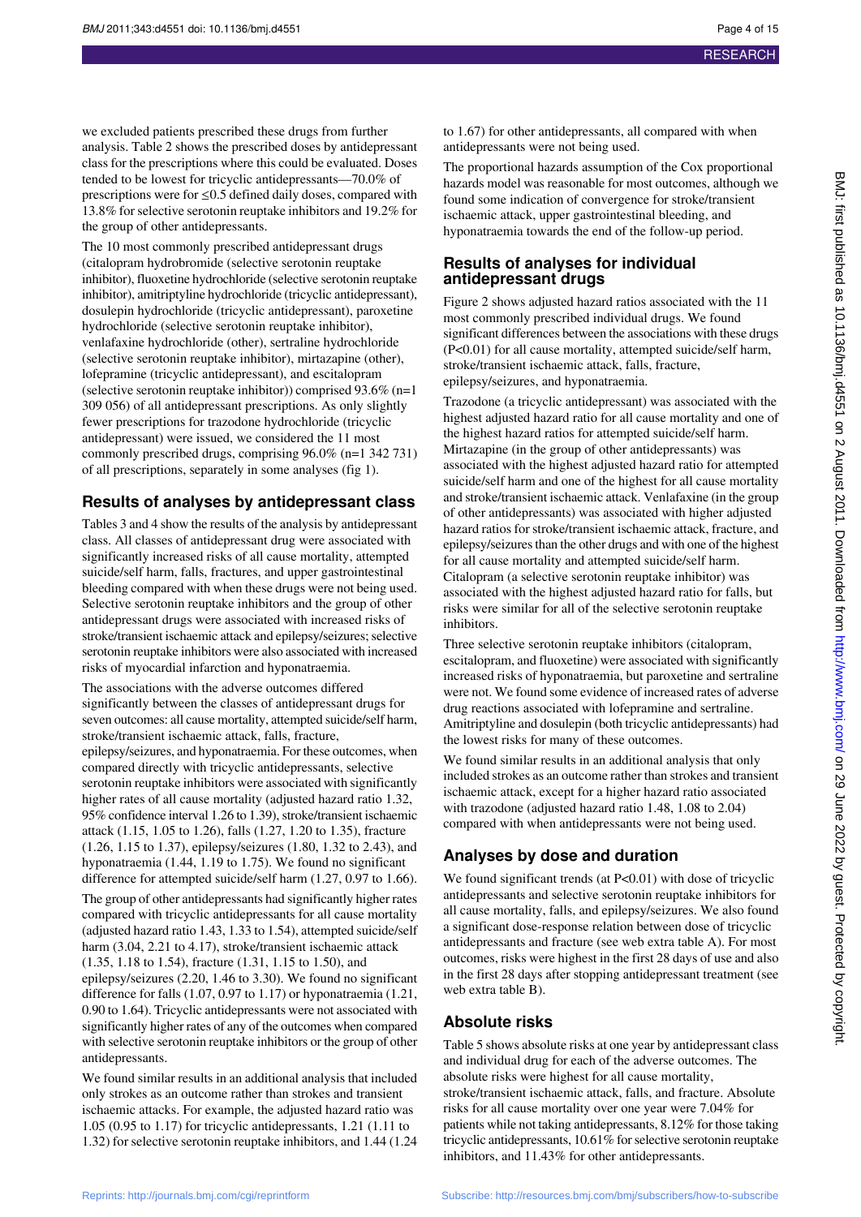we excluded patients prescribed these drugs from further analysis. Table 2 shows the prescribed doses by antidepressant class for the prescriptions where this could be evaluated. Doses tended to be lowest for tricyclic antidepressants—70.0% of prescriptions were for ≤0.5 defined daily doses, compared with 13.8% for selective serotonin reuptake inhibitors and 19.2% for the group of other antidepressants.

The 10 most commonly prescribed antidepressant drugs (citalopram hydrobromide (selective serotonin reuptake inhibitor), fluoxetine hydrochloride (selective serotonin reuptake inhibitor), amitriptyline hydrochloride (tricyclic antidepressant), dosulepin hydrochloride (tricyclic antidepressant), paroxetine hydrochloride (selective serotonin reuptake inhibitor), venlafaxine hydrochloride (other), sertraline hydrochloride (selective serotonin reuptake inhibitor), mirtazapine (other), lofepramine (tricyclic antidepressant), and escitalopram (selective serotonin reuptake inhibitor)) comprised 93.6% (n=1 309 056) of all antidepressant prescriptions. As only slightly fewer prescriptions for trazodone hydrochloride (tricyclic antidepressant) were issued, we considered the 11 most commonly prescribed drugs, comprising 96.0% (n=1 342 731) of all prescriptions, separately in some analyses (fig 1).

## Results of analyses by antidepressant class

Tables 3 and 4 show the results of the analysis by antidepressant class. All classes of antidepressant drug were associated with significantly increased risks of all cause mortality, attempted suicide/self harm, falls, fractures, and upper gastrointestinal bleeding compared with when these drugs were not being used. Selective serotonin reuptake inhibitors and the group of other antidepressant drugs were associated with increased risks of stroke/transient ischaemic attack and epilepsy/seizures; selective serotonin reuptake inhibitors were also associated with increased risks of myocardial infarction and hyponatraemia.

The associations with the adverse outcomes differed significantly between the classes of antidepressant drugs for seven outcomes: all cause mortality, attempted suicide/self harm, stroke/transient ischaemic attack, falls, fracture, epilepsy/seizures, and hyponatraemia. For these outcomes, when compared directly with tricyclic antidepressants, selective serotonin reuptake inhibitors were associated with significantly higher rates of all cause mortality (adjusted hazard ratio 1.32, 95% confidence interval 1.26 to 1.39), stroke/transient ischaemic attack (1.15, 1.05 to 1.26), falls (1.27, 1.20 to 1.35), fracture (1.26, 1.15 to 1.37), epilepsy/seizures (1.80, 1.32 to 2.43), and hyponatraemia (1.44, 1.19 to 1.75). We found no significant difference for attempted suicide/self harm (1.27, 0.97 to 1.66).

The group of other antidepressants had significantly higher rates compared with tricyclic antidepressants for all cause mortality (adjusted hazard ratio 1.43, 1.33 to 1.54), attempted suicide/self harm (3.04, 2.21 to 4.17), stroke/transient ischaemic attack (1.35, 1.18 to 1.54), fracture (1.31, 1.15 to 1.50), and epilepsy/seizures (2.20, 1.46 to 3.30). We found no significant difference for falls (1.07, 0.97 to 1.17) or hyponatraemia (1.21, 0.90 to 1.64). Tricyclic antidepressants were not associated with significantly higher rates of any of the outcomes when compared with selective serotonin reuptake inhibitors or the group of other antidepressants.

We found similar results in an additional analysis that included only strokes as an outcome rather than strokes and transient ischaemic attacks. For example, the adjusted hazard ratio was 1.05 (0.95 to 1.17) for tricyclic antidepressants, 1.21 (1.11 to 1.32) for selective serotonin reuptake inhibitors, and 1.44 (1.24 to 1.67) for other antidepressants, all compared with when antidepressants were not being used.

The proportional hazards assumption of the Cox proportional hazards model was reasonable for most outcomes, although we found some indication of convergence for stroke/transient ischaemic attack, upper gastrointestinal bleeding, and hyponatraemia towards the end of the follow-up period.

## Results of analyses for individual antidepressant drugs

Figure 2 shows adjusted hazard ratios associated with the 11 most commonly prescribed individual drugs. We found significant differences between the associations with these drugs ($P<0.01$) for all cause mortality, attempted suicide/self harm, stroke/transient ischaemic attack, falls, fracture, epilepsy/seizures, and hyponatraemia.

Trazodone (a tricyclic antidepressant) was associated with the highest adjusted hazard ratio for all cause mortality and one of the highest hazard ratios for attempted suicide/self harm. Mirtazapine (in the group of other antidepressants) was associated with the highest adjusted hazard ratio for attempted suicide/self harm and one of the highest for all cause mortality and stroke/transient ischaemic attack. Venlafaxine (in the group of other antidepressants) was associated with higher adjusted hazard ratios for stroke/transient ischaemic attack, fracture, and epilepsy/seizures than the other drugs and with one of the highest for all cause mortality and attempted suicide/self harm. Citalopram (a selective serotonin reuptake inhibitor) was associated with the highest adjusted hazard ratio for falls, but risks were similar for all of the selective serotonin reuptake inhibitors.

Three selective serotonin reuptake inhibitors (citalopram, escitalopram, and fluoxetine) were associated with significantly increased risks of hyponatraemia, but paroxetine and sertraline were not. We found some evidence of increased rates of adverse drug reactions associated with lofepramine and sertraline. Amitriptyline and dosulepin (both tricyclic antidepressants) had the lowest risks for many of these outcomes.

We found similar results in an additional analysis that only included strokes as an outcome rather than strokes and transient ischaemic attack, except for a higher hazard ratio associated with trazodone (adjusted hazard ratio 1.48, 1.08 to 2.04) compared with when antidepressants were not being used.

## Analyses by dose and duration

We found significant trends (at $P<0.01$) with dose of tricyclic antidepressants and selective serotonin reuptake inhibitors for all cause mortality, falls, and epilepsy/seizures. We also found a significant dose-response relation between dose of tricyclic antidepressants and fracture (see web extra table A). For most outcomes, risks were highest in the first 28 days of use and also in the first 28 days after stopping antidepressant treatment (see web extra table B).

## Absolute risks

Table 5 shows absolute risks at one year by antidepressant class and individual drug for each of the adverse outcomes. The absolute risks were highest for all cause mortality, stroke/transient ischaemic attack, falls, and fracture. Absolute risks for all cause mortality over one year were 7.04% for patients while not taking antidepressants, 8.12% for those taking tricyclic antidepressants, 10.61% for selective serotonin reuptake inhibitors, and 11.43% for other antidepressants.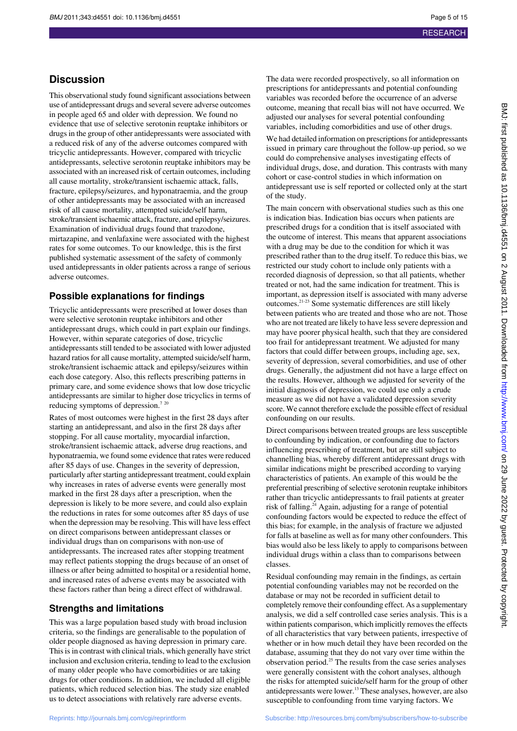## Discussion

This observational study found significant associations between use of antidepressant drugs and several severe adverse outcomes in people aged 65 and older with depression. We found no evidence that use of selective serotonin reuptake inhibitors or drugs in the group of other antidepressants were associated with a reduced risk of any of the adverse outcomes compared with tricyclic antidepressants. However, compared with tricyclic antidepressants, selective serotonin reuptake inhibitors may be associated with an increased risk of certain outcomes, including all cause mortality, stroke/transient ischaemic attack, falls, fracture, epilepsy/seizures, and hyponatraemia, and the group of other antidepressants may be associated with an increased risk of all cause mortality, attempted suicide/self harm, stroke/transient ischaemic attack, fracture, and epilepsy/seizures. Examination of individual drugs found that trazodone, mirtazapine, and venlafaxine were associated with the highest rates for some outcomes. To our knowledge, this is the first published systematic assessment of the safety of commonly used antidepressants in older patients across a range of serious adverse outcomes.

### Possible explanations for findings

Tricyclic antidepressants were prescribed at lower doses than were selective serotonin reuptake inhibitors and other antidepressant drugs, which could in part explain our findings. However, within separate categories of dose, tricyclic antidepressants still tended to be associated with lower adjusted hazard ratios for all cause mortality, attempted suicide/self harm, stroke/transient ischaemic attack and epilepsy/seizures within each dose category. Also, this reflects prescribing patterns in primary care, and some evidence shows that low dose tricyclic antidepressants are similar to higher dose tricyclics in terms of reducing symptoms of depression.[7, 20]

Rates of most outcomes were highest in the first 28 days after starting an antidepressant, and also in the first 28 days after stopping. For all cause mortality, myocardial infarction, stroke/transient ischaemic attack, adverse drug reactions, and hyponatraemia, we found some evidence that rates were reduced after 85 days of use. Changes in the severity of depression, particularly after starting antidepressant treatment, could explain why increases in rates of adverse events were generally most marked in the first 28 days after a prescription, when the depression is likely to be more severe, and could also explain the reductions in rates for some outcomes after 85 days of use when the depression may be resolving. This will have less effect on direct comparisons between antidepressant classes or individual drugs than on comparisons with non-use of antidepressants. The increased rates after stopping treatment may reflect patients stopping the drugs because of an onset of illness or after being admitted to hospital or a residential home, and increased rates of adverse events may be associated with these factors rather than being a direct effect of withdrawal.

### Strengths and limitations

This was a large population based study with broad inclusion criteria, so the findings are generalisable to the population of older people diagnosed as having depression in primary care. This is in contrast with clinical trials, which generally have strict inclusion and exclusion criteria, tending to lead to the exclusion of many older people who have comorbidities or are taking drugs for other conditions. In addition, we included all eligible patients, which reduced selection bias. The study size enabled us to detect associations with relatively rare adverse events.

The data were recorded prospectively, so all information on prescriptions for antidepressants and potential confounding variables was recorded before the occurrence of an adverse outcome, meaning that recall bias will not have occurred. We adjusted our analyses for several potential confounding variables, including comorbidities and use of other drugs.

We had detailed information on prescriptions for antidepressants issued in primary care throughout the follow-up period, so we could do comprehensive analyses investigating effects of individual drugs, dose, and duration. This contrasts with many cohort or case-control studies in which information on antidepressant use is self reported or collected only at the start of the study.

The main concern with observational studies such as this one is indication bias. Indication bias occurs when patients are prescribed drugs for a condition that is itself associated with the outcome of interest. This means that apparent associations with a drug may be due to the condition for which it was prescribed rather than to the drug itself. To reduce this bias, we restricted our study cohort to include only patients with a recorded diagnosis of depression, so that all patients, whether treated or not, had the same indication for treatment. This is important, as depression itself is associated with many adverse outcomes.[21-23] Some systematic differences are still likely between patients who are treated and those who are not. Those who are not treated are likely to have less severe depression and may have poorer physical health, such that they are considered too frail for antidepressant treatment. We adjusted for many factors that could differ between groups, including age, sex, severity of depression, several comorbidities, and use of other drugs. Generally, the adjustment did not have a large effect on the results. However, although we adjusted for severity of the initial diagnosis of depression, we could use only a crude measure as we did not have a validated depression severity score. We cannot therefore exclude the possible effect of residual confounding on our results.

Direct comparisons between treated groups are less susceptible to confounding by indication, or confounding due to factors influencing prescribing of treatment, but are still subject to channelling bias, whereby different antidepressant drugs with similar indications might be prescribed according to varying characteristics of patients. An example of this would be the preferential prescribing of selective serotonin reuptake inhibitors rather than tricyclic antidepressants to frail patients at greater risk of falling.[24] Again, adjusting for a range of potential confounding factors would be expected to reduce the effect of this bias; for example, in the analysis of fracture we adjusted for falls at baseline as well as for many other confounders. This bias would also be less likely to apply to comparisons between individual drugs within a class than to comparisons between classes.

Residual confounding may remain in the findings, as certain potential confounding variables may not be recorded on the database or may not be recorded in sufficient detail to completely remove their confounding effect. As a supplementary analysis, we did a self controlled case series analysis. This is a within patients comparison, which implicitly removes the effects of all characteristics that vary between patients, irrespective of whether or in how much detail they have been recorded on the database, assuming that they do not vary over time within the observation period.[25] The results from the case series analyses were generally consistent with the cohort analyses, although the risks for attempted suicide/self harm for the group of other antidepressants were lower.[13] These analyses, however, are also susceptible to confounding from time varying factors. We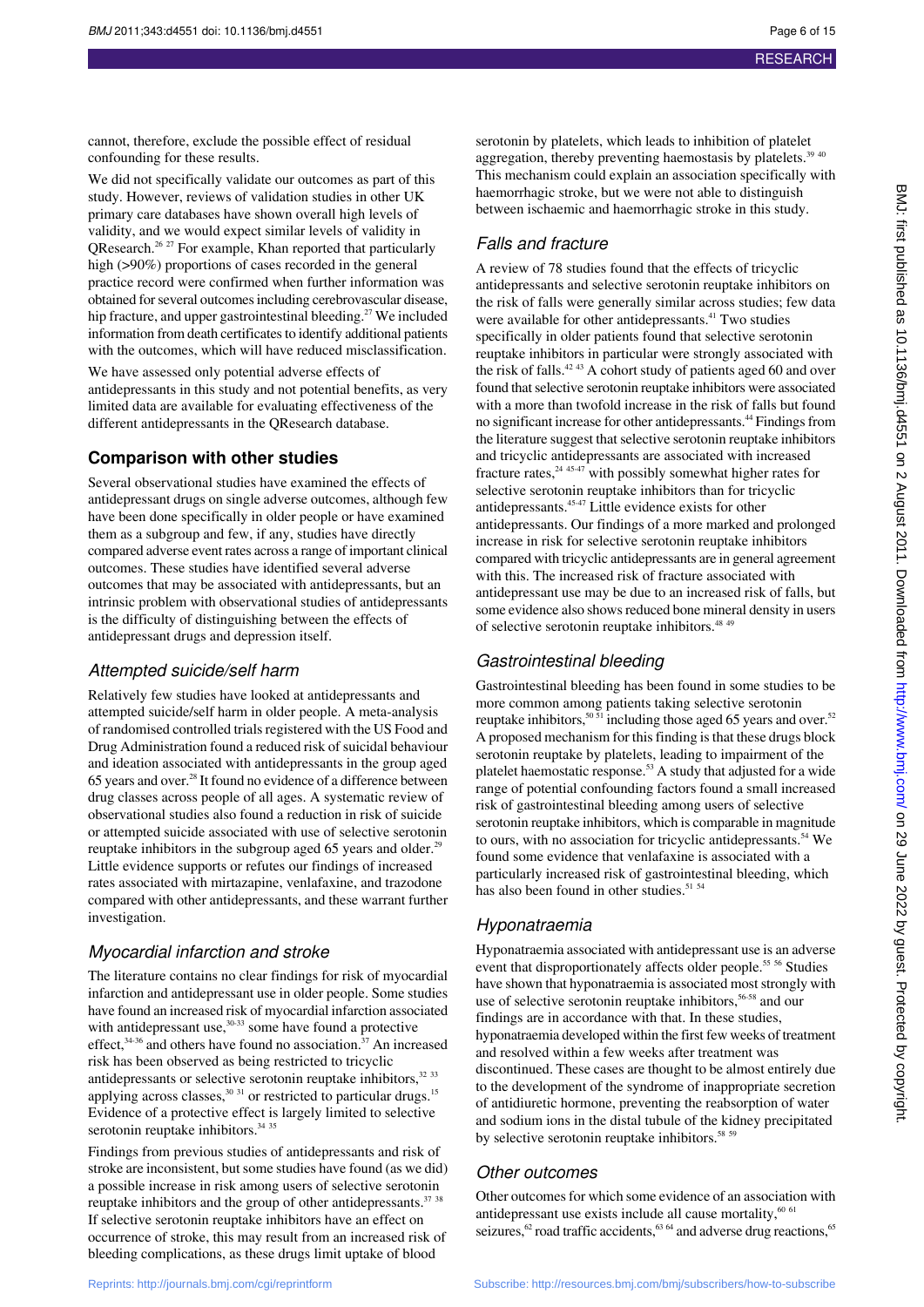cannot, therefore, exclude the possible effect of residual confounding for these results.

We did not specifically validate our outcomes as part of this study. However, reviews of validation studies in other UK primary care databases have shown overall high levels of validity, and we would expect similar levels of validity in QResearch.[26 27] For example, Khan reported that particularly high (>90%) proportions of cases recorded in the general practice record were confirmed when further information was obtained for several outcomes including cerebrovascular disease, hip fracture, and upper gastrointestinal bleeding.[27] We included information from death certificates to identify additional patients with the outcomes, which will have reduced misclassification.

We have assessed only potential adverse effects of antidepressants in this study and not potential benefits, as very limited data are available for evaluating effectiveness of the different antidepressants in the QResearch database.

## Comparison with other studies

Several observational studies have examined the effects of antidepressant drugs on single adverse outcomes, although few have been done specifically in older people or have examined them as a subgroup and few, if any, studies have directly compared adverse event rates across a range of important clinical outcomes. These studies have identified several adverse outcomes that may be associated with antidepressants, but an intrinsic problem with observational studies of antidepressants is the difficulty of distinguishing between the effects of antidepressant drugs and depression itself.

### Attempted suicide/self harm

Relatively few studies have looked at antidepressants and attempted suicide/self harm in older people. A meta-analysis of randomised controlled trials registered with the US Food and Drug Administration found a reduced risk of suicidal behaviour and ideation associated with antidepressants in the group aged 65 years and over.[28] It found no evidence of a difference between drug classes across people of all ages. A systematic review of observational studies also found a reduction in risk of suicide or attempted suicide associated with use of selective serotonin reuptake inhibitors in the subgroup aged 65 years and older.[29] Little evidence supports or refutes our findings of increased rates associated with mirtazapine, venlafaxine, and trazodone compared with other antidepressants, and these warrant further investigation.

### Myocardial infarction and stroke

The literature contains no clear findings for risk of myocardial infarction and antidepressant use in older people. Some studies have found an increased risk of myocardial infarction associated with antidepressant use,[30-33] some have found a protective effect,[34-36] and others have found no association.[37] An increased risk has been observed as being restricted to tricyclic antidepressants or selective serotonin reuptake inhibitors,[32 33] applying across classes,[30 31] or restricted to particular drugs.[15] Evidence of a protective effect is largely limited to selective serotonin reuptake inhibitors.[34 35]

Findings from previous studies of antidepressants and risk of stroke are inconsistent, but some studies have found (as we did) a possible increase in risk among users of selective serotonin reuptake inhibitors and the group of other antidepressants.[37 38] If selective serotonin reuptake inhibitors have an effect on occurrence of stroke, this may result from an increased risk of bleeding complications, as these drugs limit uptake of blood serotonin by platelets, which leads to inhibition of platelet aggregation, thereby preventing haemostasis by platelets.[39 40] This mechanism could explain an association specifically with haemorrhagic stroke, but we were not able to distinguish between ischaemic and haemorrhagic stroke in this study.

### Falls and fracture

A review of 78 studies found that the effects of tricyclic antidepressants and selective serotonin reuptake inhibitors on the risk of falls were generally similar across studies; few data were available for other antidepressants.[41] Two studies specifically in older patients found that selective serotonin reuptake inhibitors in particular were strongly associated with the risk of falls.[42 43] A cohort study of patients aged 60 and over found that selective serotonin reuptake inhibitors were associated with a more than twofold increase in the risk of falls but found no significant increase for other antidepressants.[44] Findings from the literature suggest that selective serotonin reuptake inhibitors and tricyclic antidepressants are associated with increased fracture rates,[24 45-47] with possibly somewhat higher rates for selective serotonin reuptake inhibitors than for tricyclic antidepressants.[45-47] Little evidence exists for other antidepressants. Our findings of a more marked and prolonged increase in risk for selective serotonin reuptake inhibitors compared with tricyclic antidepressants are in general agreement with this. The increased risk of fracture associated with antidepressant use may be due to an increased risk of falls, but some evidence also shows reduced bone mineral density in users of selective serotonin reuptake inhibitors.[48 49]

### Gastrointestinal bleeding

Gastrointestinal bleeding has been found in some studies to be more common among patients taking selective serotonin reuptake inhibitors,[50 51] including those aged 65 years and over.[52] A proposed mechanism for this finding is that these drugs block serotonin reuptake by platelets, leading to impairment of the platelet haemostatic response.[53] A study that adjusted for a wide range of potential confounding factors found a small increased risk of gastrointestinal bleeding among users of selective serotonin reuptake inhibitors, which is comparable in magnitude to ours, with no association for tricyclic antidepressants.[54] We found some evidence that venlafaxine is associated with a particularly increased risk of gastrointestinal bleeding, which has also been found in other studies.[51 54]

### Hyponatraemia

Hyponatraemia associated with antidepressant use is an adverse event that disproportionately affects older people.[55 56] Studies have shown that hyponatraemia is associated most strongly with use of selective serotonin reuptake inhibitors,[56-58] and our findings are in accordance with that. In these studies, hyponatraemia developed within the first few weeks of treatment and resolved within a few weeks after treatment was discontinued. These cases are thought to be almost entirely due to the development of the syndrome of inappropriate secretion of antidiuretic hormone, preventing the reabsorption of water and sodium ions in the distal tubule of the kidney precipitated by selective serotonin reuptake inhibitors.[58 59]

### Other outcomes

Other outcomes for which some evidence of an association with antidepressant use exists include all cause mortality,[60 61] seizures,[62] road traffic accidents,[63 64] and adverse drug reactions,[65]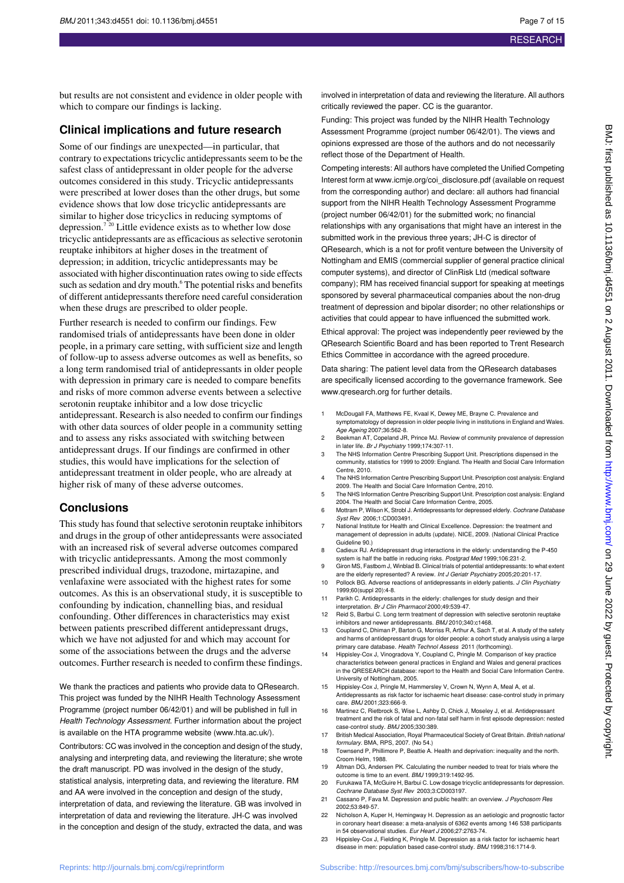but results are not consistent and evidence in older people with which to compare our findings is lacking.

## Clinical implications and future research

Some of our findings are unexpected—in particular, that contrary to expectations tricyclic antidepressants seem to be the safest class of antidepressant in older people for the adverse outcomes considered in this study. Tricyclic antidepressants were prescribed at lower doses than the other drugs, but some evidence shows that low dose tricyclic antidepressants are similar to higher dose tricyclics in reducing symptoms of depression.[7 20] Little evidence exists as to whether low dose tricyclic antidepressants are as efficacious as selective serotonin reuptake inhibitors at higher doses in the treatment of depression; in addition, tricyclic antidepressants may be associated with higher discontinuation rates owing to side effects such as sedation and dry mouth.[6] The potential risks and benefits of different antidepressants therefore need careful consideration when these drugs are prescribed to older people.

Further research is needed to confirm our findings. Few randomised trials of antidepressants have been done in older people, in a primary care setting, with sufficient size and length of follow-up to assess adverse outcomes as well as benefits, so a long term randomised trial of antidepressants in older people with depression in primary care is needed to compare benefits and risks of more common adverse events between a selective serotonin reuptake inhibitor and a low dose tricyclic antidepressant. Research is also needed to confirm our findings with other data sources of older people in a community setting and to assess any risks associated with switching between antidepressant drugs. If our findings are confirmed in other studies, this would have implications for the selection of antidepressant treatment in older people, who are already at higher risk of many of these adverse outcomes.

## Conclusions

This study has found that selective serotonin reuptake inhibitors and drugs in the group of other antidepressants were associated with an increased risk of several adverse outcomes compared with tricyclic antidepressants. Among the most commonly prescribed individual drugs, trazodone, mirtazapine, and venlafaxine were associated with the highest rates for some outcomes. As this is an observational study, it is susceptible to confounding by indication, channelling bias, and residual confounding. Other differences in characteristics may exist between patients prescribed different antidepressant drugs, which we have not adjusted for and which may account for some of the associations between the drugs and the adverse outcomes. Further research is needed to confirm these findings.

We thank the practices and patients who provide data to QResearch. This project was funded by the NIHR Health Technology Assessment Programme (project number 06/42/01) and will be published in full in *Health Technology Assessment*. Further information about the project is available on the HTA programme website (www.hta.ac.uk/).

Contributors: CC was involved in the conception and design of the study, analysing and interpreting data, and reviewing the literature; she wrote the draft manuscript. PD was involved in the design of the study, statistical analysis, interpreting data, and reviewing the literature. RM and AA were involved in the conception and design of the study, interpretation of data, and reviewing the literature. GB was involved in interpretation of data and reviewing the literature. JH-C was involved in the conception and design of the study, extracted the data, and was involved in interpretation of data and reviewing the literature. All authors critically reviewed the paper. CC is the guarantor.

Funding: This project was funded by the NIHR Health Technology Assessment Programme (project number 06/42/01). The views and opinions expressed are those of the authors and do not necessarily reflect those of the Department of Health.

Competing interests: All authors have completed the Unified Competing Interest form at www.icmje.org/coi_disclosure.pdf (available on request from the corresponding author) and declare: all authors had financial support from the NIHR Health Technology Assessment Programme (project number 06/42/01) for the submitted work; no financial relationships with any organisations that might have an interest in the submitted work in the previous three years; JH-C is director of QResearch, which is a not for profit venture between the University of Nottingham and EMIS (commercial supplier of general practice clinical computer systems), and director of ClinRisk Ltd (medical software company); RM has received financial support for speaking at meetings sponsored by several pharmaceutical companies about the non-drug treatment of depression and bipolar disorder; no other relationships or activities that could appear to have influenced the submitted work.

Ethical approval: The project was independently peer reviewed by the QResearch Scientific Board and has been reported to Trent Research Ethics Committee in accordance with the agreed procedure.

Data sharing: The patient level data from the QResearch databases are specifically licensed according to the governance framework. See www.qresearch.org for further details.

1. McDougall FA, Matthews FE, Kvaal K, Dewey ME, Brayne C. Prevalence and symptomatology of depression in older people living in institutions in England and Wales. *Age Ageing* 2007;36:562-8.
2. Beekman AT, Copeland JR, Prince MJ. Review of community prevalence of depression in later life. *Br J Psychiatry* 1999;174:307-11.
3. The NHS Information Centre Prescribing Support Unit. Prescriptions dispensed in the community, statistics for 1999 to 2009: England. The Health and Social Care Information Centre, 2010.
4. The NHS Information Centre Prescribing Support Unit. Prescription cost analysis: England 2009. The Health and Social Care Information Centre, 2010.
5. The NHS Information Centre Prescribing Support Unit. Prescription cost analysis: England 2004. The Health and Social Care Information Centre, 2005.
6. Mottram P, Wilson K, Strobl J. Antidepressants for depressed elderly. *Cochrane Database Syst Rev* 2006;1:CD003491.
7. National Institute for Health and Clinical Excellence. Depression: the treatment and management of depression in adults (update). NICE, 2009. (National Clinical Practice Guideline 90.)
8. Cadieux RJ. Antidepressant drug interactions in the elderly: understanding the P-450 system is half the battle in reducing risks. *Postgrad Med* 1999;106:231-2.
9. Giron MS, Fastbom J, Winblad B. Clinical trials of potential antidepressants: to what extent are the elderly represented? A review. *Int J Geriatr Psychiatry* 2005;20:201-17.
10. Pollock BG. Adverse reactions of antidepressants in elderly patients. *J Clin Psychiatry* 1999;60(suppl 20):4-8.
11. Parikh C. Antidepressants in the elderly: challenges for study design and their interpretation. *Br J Clin Pharmacol* 2000;49:539-47.
12. Reid S, Barbui C. Long term treatment of depression with selective serotonin reuptake inhibitors and newer antidepressants. *BMJ* 2010;340:c1468.
13. Coupland C, Dhiman P, Barton G, Morriss R, Arthur A, Sach T, et al. A study of the safety and harms of antidepressant drugs for older people: a cohort study analysis using a large primary care database. *Health Technol Assess* 2011 (forthcoming).
14. Hippisley-Cox J, Vinogradova Y, Coupland C, Pringle M. Comparison of key practice characteristics between general practices in England and Wales and general practices in the QRESEARCH database: report to the Health and Social Care Information Centre. University of Nottingham, 2005.
15. Hippisley-Cox J, Pringle M, Hammersley V, Crown N, Wynn A, Meal A, et al. Antidepressants as risk factor for ischaemic heart disease: case-control study in primary care. *BMJ* 2001;323:666-9.
16. Martinez C, Rietbrock S, Wise L, Ashby D, Chick J, Moseley J, et al. Antidepressant treatment and the risk of fatal and non-fatal self harm in first episode depression: nested case-control study. *BMJ* 2005;330:389.
17. British Medical Association, Royal Pharmaceutical Society of Great Britain. *British national formulary*. BMA, RPS, 2007. (No 54.)
18. Townsend P, Phillimore P, Beattie A. Health and deprivation: inequality and the north. Croom Helm, 1988.
19. Altman DG, Andersen PK. Calculating the number needed to treat for trials where the outcome is time to an event. *BMJ* 1999;319:1492-95.
20. Furukawa TA, McGuire H, Barbui C. Low dosage tricyclic antidepressants for depression. *Cochrane Database Syst Rev* 2003;3:CD003197.
21. Cassano P, Fava M. Depression and public health: an overview. *J Psychosom Res* 2002;53:849-57.
22. Nicholson A, Kuper H, Hemingway H. Depression as an aetiologic and prognostic factor in coronary heart disease: a meta-analysis of 6362 events among 146 538 participants in 54 observational studies. *Eur Heart J* 2006;27:2763-74.
23. Hippisley-Cox J, Fielding K, Pringle M. Depression as a risk factor for ischaemic heart disease in men: population based case-control study. *BMJ* 1998;316:1714-9.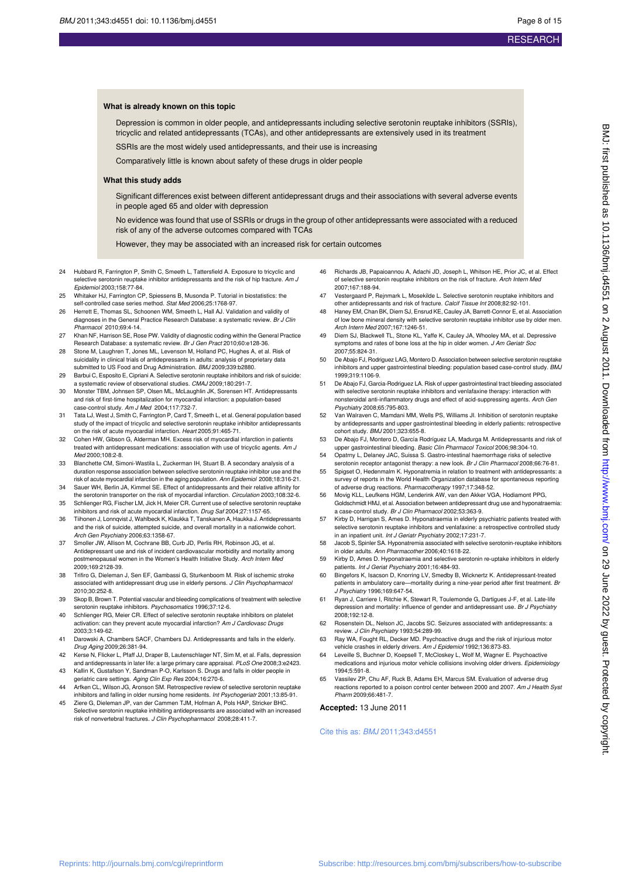### What is already known on this topic

Depression is common in older people, and antidepressants including selective serotonin reuptake inhibitors (SSRIs), tricyclic and related antidepressants (TCAs), and other antidepressants are extensively used in its treatment

SSRIs are the most widely used antidepressants, and their use is increasing

Comparatively little is known about safety of these drugs in older people

### What this study adds

Significant differences exist between different antidepressant drugs and their associations with several adverse events in people aged 65 and older with depression

No evidence was found that use of SSRIs or drugs in the group of other antidepressants were associated with a reduced risk of any of the adverse outcomes compared with TCAs

However, they may be associated with an increased risk for certain outcomes

24 Hubbard R, Farrington P, Smith C, Smeeth L, Tattersfield A. Exposure to tricyclic and selective serotonin reuptake inhibitor antidepressants and the risk of hip fracture. *Am J Epidemiol* 2003;158:77-84.
25 Whitaker HJ, Farrington CP, Spiessens B, Musonda P. Tutorial in biostatistics: the self-controlled case series method. *Stat Med* 2006;25:1768-97.
26 Herrett E, Thomas SL, Schoonen WM, Smeeth L, Hall AJ. Validation and validity of diagnoses in the General Practice Research Database: a systematic review. *Br J Clin Pharmacol* 2010;69:4-14.
27 Khan NF, Harrison SE, Rose PW. Validity of diagnostic coding within the General Practice Research Database: a systematic review. *Br J Gen Pract* 2010;60:e128-36.
28 Stone M, Laughren T, Jones ML, Levenson M, Holland PC, Hughes A, et al. Risk of suicidality in clinical trials of antidepressants in adults: analysis of proprietary data submitted to US Food and Drug Administration. *BMJ* 2009;339:b2880.
29 Barbui C, Esposito E, Cipriani A. Selective serotonin reuptake inhibitors and risk of suicide: a systematic review of observational studies. *CMAJ* 2009;180:291-7.
30 Monster TBM, Johnsen SP, Olsen ML, McLaughlin JK, Sorensen HT. Antidepressants and risk of first-time hospitalization for myocardial infarction: a population-based case-control study. *Am J Med* 2004;117:732-7.
31 Tata LJ, West J, Smith C, Farrington P, Card T, Smeeth L, et al. General population based study of the impact of tricyclic and selective serotonin reuptake inhibitor antidepressants on the risk of acute myocardial infarction. *Heart* 2005;91:465-71.
32 Cohen HW, Gibson G, Alderman MH. Excess risk of myocardial infarction in patients treated with antidepressant medications: association with use of tricyclic agents. *Am J Med* 2000;108:2-8.
33 Blanchette CM, Simoni-Wastila L, Zuckerman IH, Stuart B. A secondary analysis of a duration response association between selective serotonin reuptake inhibitor use and the risk of acute myocardial infarction in the aging population. *Ann Epidemiol* 2008;18:316-21.
34 Sauer WH, Berlin JA, Kimmel SE. Effect of antidepressants and their relative affinity for the serotonin transporter on the risk of myocardial infarction. *Circulation* 2003;108:32-6.
35 Schlienger RG, Fischer LM, Jick H, Meier CR. Current use of selective serotonin reuptake inhibitors and risk of acute myocardial infarction. *Drug Saf* 2004;27:1157-65.
36 Tiihonen J, Lonnqvist J, Wahlbeck K, Klaukka T, Tanskanen A, Haukka J. Antidepressants and the risk of suicide, attempted suicide, and overall mortality in a nationwide cohort. *Arch Gen Psychiatry* 2006;63:1358-67.
37 Smoller JW, Allison M, Cochrane BB, Curb JD, Perlis RH, Robinson JG, et al. Antidepressant use and risk of incident cardiovascular morbidity and mortality among postmenopausal women in the Women's Health Initiative Study. *Arch Intern Med* 2009;169:2128-39.
38 Trifiro G, Dieleman J, Sen EF, Gambassi G, Sturkenboom M. Risk of ischemic stroke associated with antidepressant drug use in elderly persons. *J Clin Psychopharmacol* 2010;30:252-8.
39 Skop B, Brown T. Potential vascular and bleeding complications of treatment with selective serotonin reuptake inhibitors. *Psychosomatics* 1996;37:12-6.
40 Schlienger RG, Meier CR. Effect of selective serotonin reuptake inhibitors on platelet activation: can they prevent acute myocardial infarction? *Am J Cardiovasc Drugs* 2003;3:149-62.
41 Darowski A, Chambers SACF, Chambers DJ. Antidepressants and falls in the elderly. *Drug Aging* 2009;26:381-94.
42 Kerse N, Flicker L, Pfaff JJ, Draper B, Lautenschlager NT, Sim M, et al. Falls, depression and antidepressants in later life: a large primary care appraisal. *PLoS One* 2008;3:e2423.
43 Kallin K, Gustafson Y, Sandman P-O, Karlsson S. Drugs and falls in older people in geriatric care settings. *Aging Clin Exp Res* 2004;16:270-6.
44 Arfken CL, Wilson JG, Aronson SM. Retrospective review of selective serotonin reuptake inhibitors and falling in older nursing home residents. *Int Psychogeriatr* 2001;13:85-91.
45 Ziere G, Dieleman JP, van der Cammen TJM, Hofman A, Pols HAP, Stricker BHC. Selective serotonin reuptake inhibiting antidepressants are associated with an increased risk of nonvertebral fractures. *J Clin Psychopharmacol* 2008;28:411-7.
46 Richards JB, Papaioannou A, Adachi JD, Joseph L, Whitson HE, Prior JC, et al. Effect of selective serotonin reuptake inhibitors on the risk of fracture. *Arch Intern Med* 2007;167:188-94.
47 Vestergaard P, Rejnmark L, Mosekilde L. Selective serotonin reuptake inhibitors and other antidepressants and risk of fracture. *Calcif Tissue Int* 2008;82:92-101.
48 Haney EM, Chan BK, Diem SJ, Ensrud KE, Cauley JA, Barrett-Connor E, et al. Association of low bone mineral density with selective serotonin reuptake inhibitor use by older men. *Arch Intern Med* 2007;167:1246-51.
49 Diem SJ, Blackwell TL, Stone KL, Yaffe K, Cauley JA, Whooley MA, et al. Depressive symptoms and rates of bone loss at the hip in older women. *J Am Geriatr Soc* 2007;55:824-31.
50 De Abajo FJ, Rodriguez LAG, Montero D. Association between selective serotonin reuptake inhibitors and upper gastrointestinal bleeding: population based case-control study. *BMJ* 1999;319:1106-9.
51 De Abajo FJ, Garcia-Rodriguez LA. Risk of upper gastrointestinal tract bleeding associated with selective serotonin reuptake inhibitors and venlafaxine therapy: interaction with nonsteroidal anti-inflammatory drugs and effect of acid-suppressing agents. *Arch Gen Psychiatry* 2008;65:795-803.
52 Van Walraven C, Mamdani MM, Wells PS, Williams JI. Inhibition of serotonin reuptake by antidepressants and upper gastrointestinal bleeding in elderly patients: retrospective cohort study. *BMJ* 2001;323:655-8.
53 De Abajo FJ, Montero D, García Rodríguez LA, Madurga M. Antidepressants and risk of upper gastrointestinal bleeding. *Basic Clin Pharmacol Toxicol* 2006;98:304-10.
54 Opatrny L, Delaney JAC, Suissa S. Gastro-intestinal haemorrhage risks of selective serotonin receptor antagonist therapy: a new look. *Br J Clin Pharmacol* 2008;66:76-81.
55 Spigset O, Hedenmalm K. Hyponatremia in relation to treatment with antidepressants: a survey of reports in the World Health Organization database for spontaneous reporting of adverse drug reactions. *Pharmacotherapy* 1997;17:348-52.
56 Movig KLL, Leufkens HGM, Lenderink AW, van den Akker VGA, Hodiamont PPG, Goldschmidt HMJ, et al. Association between antidepressant drug use and hyponatraemia: a case-control study. *Br J Clin Pharmacol* 2002;53:363-9.
57 Kirby D, Harrigan S, Ames D. Hyponatraemia in elderly psychiatric patients treated with selective serotonin reuptake inhibitors and venlafaxine: a retrospective controlled study in an inpatient unit. *Int J Geriatr Psychiatry* 2002;17:231-7.
58 Jacob S, Spinler SA. Hyponatremia associated with selective serotonin-reuptake inhibitors in older adults. *Ann Pharmacother* 2006;40:1618-22.
59 Kirby D, Ames D. Hyponatraemia and selective serotonin re-uptake inhibitors in elderly patients. *Int J Geriat Psychiatry* 2001;16:484-93.
60 Bingefors K, Isacson D, Knorring LV, Smedby B, Wicknertz K. Antidepressant-treated patients in ambulatory care—mortality during a nine-year period after first treatment. *Br J Psychiatry* 1996;169:647-54.
61 Ryan J, Carriere I, Ritchie K, Stewart R, Toulemonde G, Dartigues J-F, et al. Late-life depression and mortality: influence of gender and antidepressant use. *Br J Psychiatry* 2008;192:12-8.
62 Rosenstein DL, Nelson JC, Jacobs SC. Seizures associated with antidepressants: a review. *J Clin Psychiatry* 1993;54:289-99.
63 Ray WA, Fought RL, Decker MD. Psychoactive drugs and the risk of injurious motor vehicle crashes in elderly drivers. *Am J Epidemiol* 1992;136:873-83.
64 Leveille S, Buchner D, Koepsell T, McCloskey L, Wolf M, Wagner E. Psychoactive medications and injurious motor vehicle collisions involving older drivers. *Epidemiology* 1994;5:591-8.
65 Vassilev ZP, Chu AF, Ruck B, Adams EH, Marcus SM. Evaluation of adverse drug reactions reported to a poison control center between 2000 and 2007. *Am J Health Syst Pharm* 2009;66:481-7.

**Accepted:** 13 June 2011

Cite this as: *BMJ* 2011;343:d4551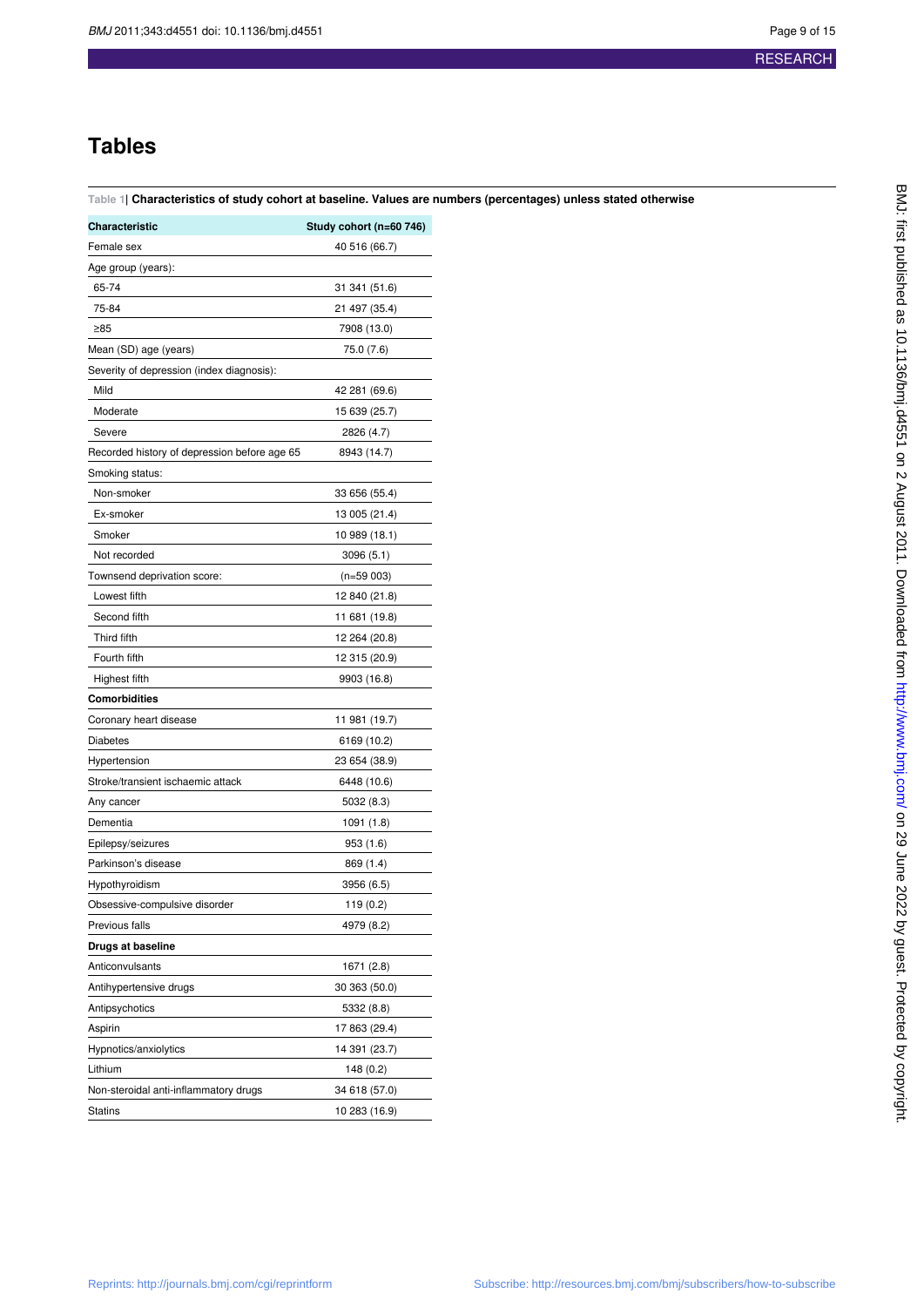## Tables

**Table 1| Characteristics of study cohort at baseline. Values are numbers (percentages) unless stated otherwise**

| Characteristic | Study cohort (n=60 746) |
|---|---|
| Female sex | 40 516 (66.7) |
| Age group (years): | |
| 65-74 | 31 341 (51.6) |
| 75-84 | 21 497 (35.4) |
| ≥85 | 7908 (13.0) |
| Mean (SD) age (years) | 75.0 (7.6) |
| Severity of depression (index diagnosis): | |
| Mild | 42 281 (69.6) |
| Moderate | 15 639 (25.7) |
| Severe | 2826 (4.7) |
| Recorded history of depression before age 65 | 8943 (14.7) |
| Smoking status: | |
| Non-smoker | 33 656 (55.4) |
| Ex-smoker | 13 005 (21.4) |
| Smoker | 10 989 (18.1) |
| Not recorded | 3096 (5.1) |
| Townsend deprivation score: | (n=59 003) |
| Lowest fifth | 12 840 (21.8) |
| Second fifth | 11 681 (19.8) |
| Third fifth | 12 264 (20.8) |
| Fourth fifth | 12 315 (20.9) |
| Highest fifth | 9903 (16.8) |
| **Comorbidities** | |
| Coronary heart disease | 11 981 (19.7) |
| Diabetes | 6169 (10.2) |
| Hypertension | 23 654 (38.9) |
| Stroke/transient ischaemic attack | 6448 (10.6) |
| Any cancer | 5032 (8.3) |
| Dementia | 1091 (1.8) |
| Epilepsy/seizures | 953 (1.6) |
| Parkinson's disease | 869 (1.4) |
| Hypothyroidism | 3956 (6.5) |
| Obsessive-compulsive disorder | 119 (0.2) |
| Previous falls | 4979 (8.2) |
| **Drugs at baseline** | |
| Anticonvulsants | 1671 (2.8) |
| Antihypertensive drugs | 30 363 (50.0) |
| Antipsychotics | 5332 (8.8) |
| Aspirin | 17 863 (29.4) |
| Hypnotics/anxiolytics | 14 391 (23.7) |
| Lithium | 148 (0.2) |
| Non-steroidal anti-inflammatory drugs | 34 618 (57.0) |
| Statins | 10 283 (16.9) |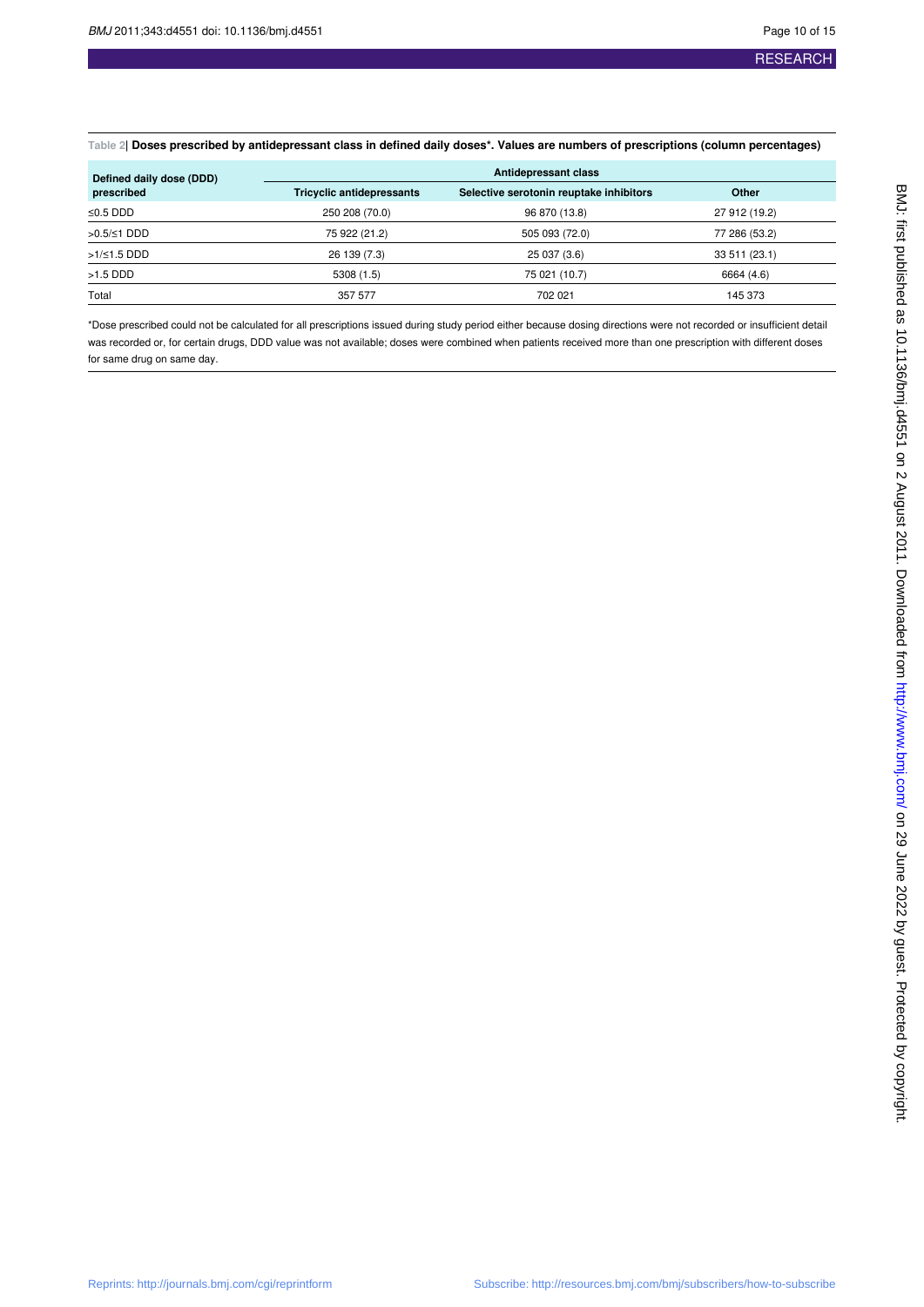Table 2| **Doses prescribed by antidepressant class in defined daily doses*. Values are numbers of prescriptions (column percentages)**

| Defined daily dose (DDD) prescribed | Antidepressant class | | |
|---|---|---|---|
| | Tricyclic antidepressants | Selective serotonin reuptake inhibitors | Other |
| ≤0.5 DDD | 250 208 (70.0) | 96 870 (13.8) | 27 912 (19.2) |
| >0.5/≤1 DDD | 75 922 (21.2) | 505 093 (72.0) | 77 286 (53.2) |
| >1/≤1.5 DDD | 26 139 (7.3) | 25 037 (3.6) | 33 511 (23.1) |
| >1.5 DDD | 5308 (1.5) | 75 021 (10.7) | 6664 (4.6) |
| Total | 357 577 | 702 021 | 145 373 |

*Dose prescribed could not be calculated for all prescriptions issued during study period either because dosing directions were not recorded or insufficient detail was recorded or, for certain drugs, DDD value was not available; doses were combined when patients received more than one prescription with different doses for same drug on same day.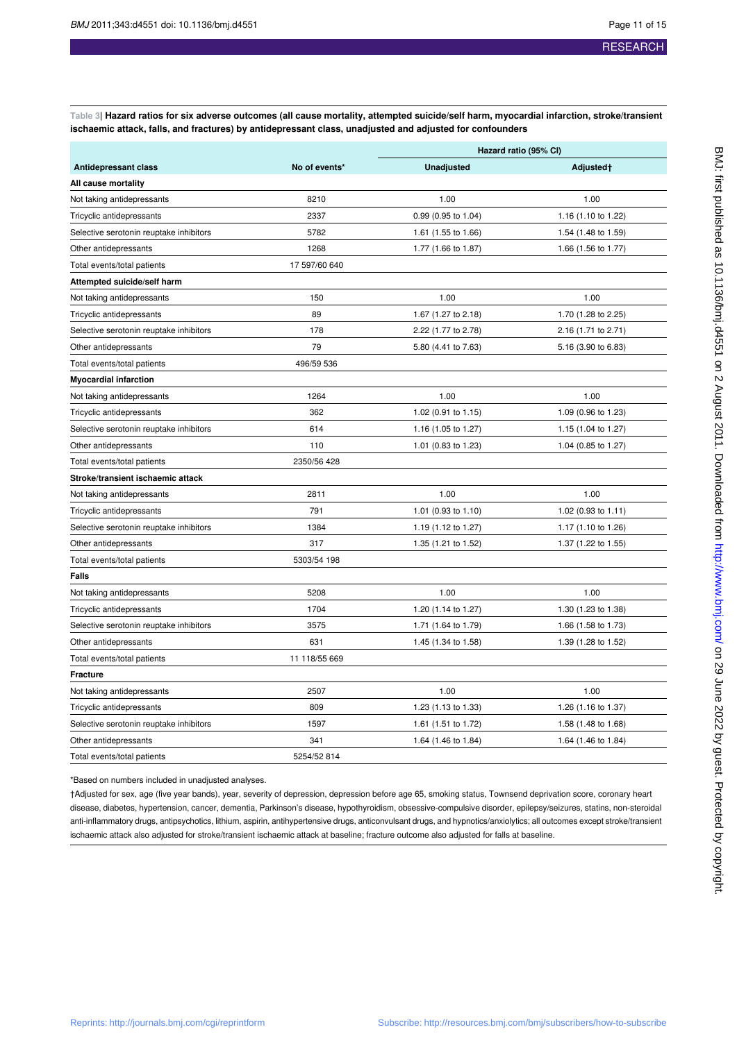**Table 3| Hazard ratios for six adverse outcomes (all cause mortality, attempted suicide/self harm, myocardial infarction, stroke/transient ischaemic attack, falls, and fractures) by antidepressant class, unadjusted and adjusted for confounders**

| | | Hazard ratio (95% CI) | |
|---|---|---|---|
| **Antidepressant class** | **No of events*** | **Unadjusted** | **Adjusted†** |
| **All cause mortality** | | | |
| Not taking antidepressants | 8210 | 1.00 | 1.00 |
| Tricyclic antidepressants | 2337 | 0.99 (0.95 to 1.04) | 1.16 (1.10 to 1.22) |
| Selective serotonin reuptake inhibitors | 5782 | 1.61 (1.55 to 1.66) | 1.54 (1.48 to 1.59) |
| Other antidepressants | 1268 | 1.77 (1.66 to 1.87) | 1.66 (1.56 to 1.77) |
| Total events/total patients | 17 597/60 640 | | |
| **Attempted suicide/self harm** | | | |
| Not taking antidepressants | 150 | 1.00 | 1.00 |
| Tricyclic antidepressants | 89 | 1.67 (1.27 to 2.18) | 1.70 (1.28 to 2.25) |
| Selective serotonin reuptake inhibitors | 178 | 2.22 (1.77 to 2.78) | 2.16 (1.71 to 2.71) |
| Other antidepressants | 79 | 5.80 (4.41 to 7.63) | 5.16 (3.90 to 6.83) |
| Total events/total patients | 496/59 536 | | |
| **Myocardial infarction** | | | |
| Not taking antidepressants | 1264 | 1.00 | 1.00 |
| Tricyclic antidepressants | 362 | 1.02 (0.91 to 1.15) | 1.09 (0.96 to 1.23) |
| Selective serotonin reuptake inhibitors | 614 | 1.16 (1.05 to 1.27) | 1.15 (1.04 to 1.27) |
| Other antidepressants | 110 | 1.01 (0.83 to 1.23) | 1.04 (0.85 to 1.27) |
| Total events/total patients | 2350/56 428 | | |
| **Stroke/transient ischaemic attack** | | | |
| Not taking antidepressants | 2811 | 1.00 | 1.00 |
| Tricyclic antidepressants | 791 | 1.01 (0.93 to 1.10) | 1.02 (0.93 to 1.11) |
| Selective serotonin reuptake inhibitors | 1384 | 1.19 (1.12 to 1.27) | 1.17 (1.10 to 1.26) |
| Other antidepressants | 317 | 1.35 (1.21 to 1.52) | 1.37 (1.22 to 1.55) |
| Total events/total patients | 5303/54 198 | | |
| **Falls** | | | |
| Not taking antidepressants | 5208 | 1.00 | 1.00 |
| Tricyclic antidepressants | 1704 | 1.20 (1.14 to 1.27) | 1.30 (1.23 to 1.38) |
| Selective serotonin reuptake inhibitors | 3575 | 1.71 (1.64 to 1.79) | 1.66 (1.58 to 1.73) |
| Other antidepressants | 631 | 1.45 (1.34 to 1.58) | 1.39 (1.28 to 1.52) |
| Total events/total patients | 11 118/55 669 | | |
| **Fracture** | | | |
| Not taking antidepressants | 2507 | 1.00 | 1.00 |
| Tricyclic antidepressants | 809 | 1.23 (1.13 to 1.33) | 1.26 (1.16 to 1.37) |
| Selective serotonin reuptake inhibitors | 1597 | 1.61 (1.51 to 1.72) | 1.58 (1.48 to 1.68) |
| Other antidepressants | 341 | 1.64 (1.46 to 1.84) | 1.64 (1.46 to 1.84) |
| Total events/total patients | 5254/52 814 | | |

*Based on numbers included in unadjusted analyses.

†Adjusted for sex, age (five year bands), year, severity of depression, depression before age 65, smoking status, Townsend deprivation score, coronary heart disease, diabetes, hypertension, cancer, dementia, Parkinson's disease, hypothyroidism, obsessive-compulsive disorder, epilepsy/seizures, statins, non-steroidal anti-inflammatory drugs, antipsychotics, lithium, aspirin, antihypertensive drugs, anticonvulsant drugs, and hypnotics/anxiolytics; all outcomes except stroke/transient ischaemic attack also adjusted for stroke/transient ischaemic attack at baseline; fracture outcome also adjusted for falls at baseline.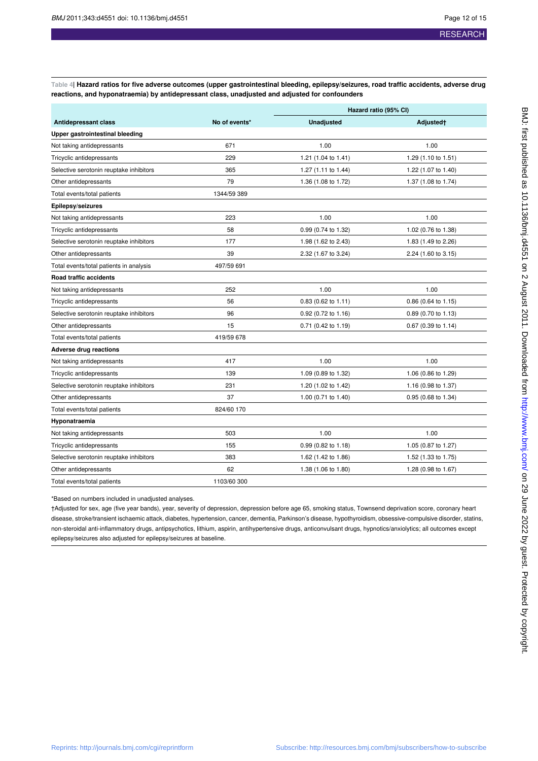Table 4| **Hazard ratios for five adverse outcomes (upper gastrointestinal bleeding, epilepsy/seizures, road traffic accidents, adverse drug reactions, and hyponatraemia) by antidepressant class, unadjusted and adjusted for confounders**

| | | Hazard ratio (95% CI) | |
|---|---|---|---|
| **Antidepressant class** | **No of events*** | **Unadjusted** | **Adjusted†** |
| **Upper gastrointestinal bleeding** | | | |
| Not taking antidepressants | 671 | 1.00 | 1.00 |
| Tricyclic antidepressants | 229 | 1.21 (1.04 to 1.41) | 1.29 (1.10 to 1.51) |
| Selective serotonin reuptake inhibitors | 365 | 1.27 (1.11 to 1.44) | 1.22 (1.07 to 1.40) |
| Other antidepressants | 79 | 1.36 (1.08 to 1.72) | 1.37 (1.08 to 1.74) |
| Total events/total patients | 1344/59 389 | | |
| **Epilepsy/seizures** | | | |
| Not taking antidepressants | 223 | 1.00 | 1.00 |
| Tricyclic antidepressants | 58 | 0.99 (0.74 to 1.32) | 1.02 (0.76 to 1.38) |
| Selective serotonin reuptake inhibitors | 177 | 1.98 (1.62 to 2.43) | 1.83 (1.49 to 2.26) |
| Other antidepressants | 39 | 2.32 (1.67 to 3.24) | 2.24 (1.60 to 3.15) |
| Total events/total patients in analysis | 497/59 691 | | |
| **Road traffic accidents** | | | |
| Not taking antidepressants | 252 | 1.00 | 1.00 |
| Tricyclic antidepressants | 56 | 0.83 (0.62 to 1.11) | 0.86 (0.64 to 1.15) |
| Selective serotonin reuptake inhibitors | 96 | 0.92 (0.72 to 1.16) | 0.89 (0.70 to 1.13) |
| Other antidepressants | 15 | 0.71 (0.42 to 1.19) | 0.67 (0.39 to 1.14) |
| Total events/total patients | 419/59 678 | | |
| **Adverse drug reactions** | | | |
| Not taking antidepressants | 417 | 1.00 | 1.00 |
| Tricyclic antidepressants | 139 | 1.09 (0.89 to 1.32) | 1.06 (0.86 to 1.29) |
| Selective serotonin reuptake inhibitors | 231 | 1.20 (1.02 to 1.42) | 1.16 (0.98 to 1.37) |
| Other antidepressants | 37 | 1.00 (0.71 to 1.40) | 0.95 (0.68 to 1.34) |
| Total events/total patients | 824/60 170 | | |
| **Hyponatraemia** | | | |
| Not taking antidepressants | 503 | 1.00 | 1.00 |
| Tricyclic antidepressants | 155 | 0.99 (0.82 to 1.18) | 1.05 (0.87 to 1.27) |
| Selective serotonin reuptake inhibitors | 383 | 1.62 (1.42 to 1.86) | 1.52 (1.33 to 1.75) |
| Other antidepressants | 62 | 1.38 (1.06 to 1.80) | 1.28 (0.98 to 1.67) |
| Total events/total patients | 1103/60 300 | | |

*Based on numbers included in unadjusted analyses.

†Adjusted for sex, age (five year bands), year, severity of depression, depression before age 65, smoking status, Townsend deprivation score, coronary heart disease, stroke/transient ischaemic attack, diabetes, hypertension, cancer, dementia, Parkinson's disease, hypothyroidism, obsessive-compulsive disorder, statins, non-steroidal anti-inflammatory drugs, antipsychotics, lithium, aspirin, antihypertensive drugs, anticonvulsant drugs, hypnotics/anxiolytics; all outcomes except epilepsy/seizures also adjusted for epilepsy/seizures at baseline.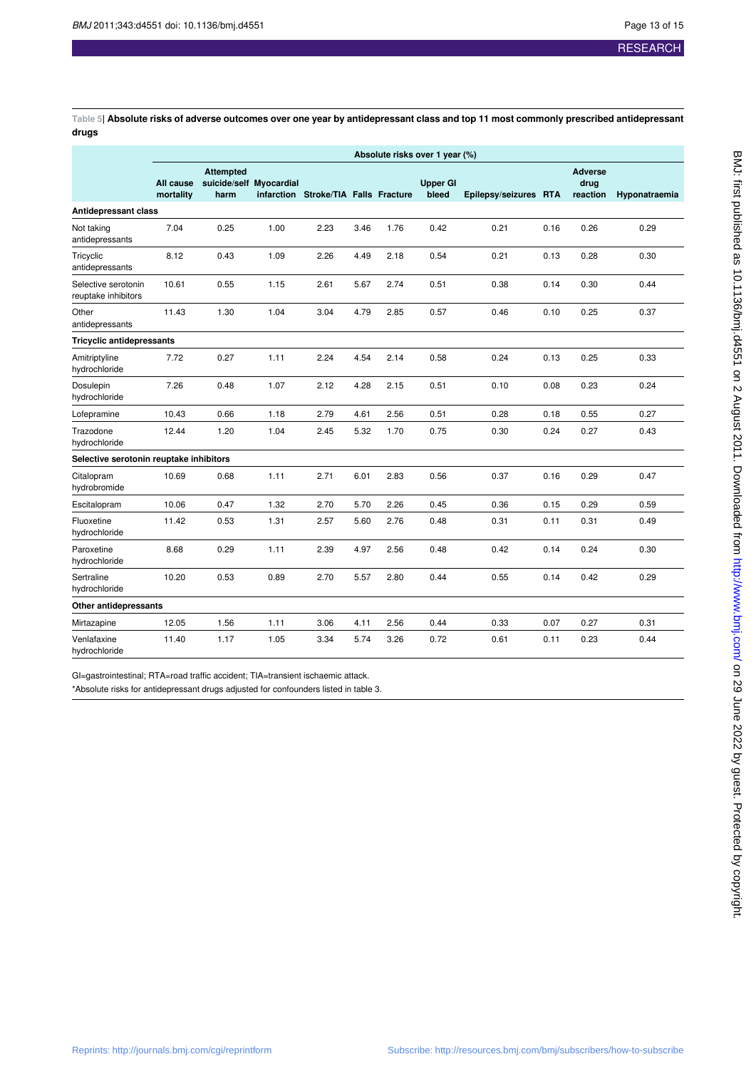**Table 5| Absolute risks of adverse outcomes over one year by antidepressant class and top 11 most commonly prescribed antidepressant drugs**

| | Absolute risks over 1 year (%) | | | | | | | | | | |
|---|---|---|---|---|---|---|---|---|---|---|---|
| | All cause mortality | Attempted suicide/self harm | Myocardial infarction | Stroke/TIA | Falls | Fracture | Upper GI bleed | Epilepsy/seizures | RTA | Adverse drug reaction | Hyponatraemia |
| **Antidepressant class** | | | | | | | | | | | |
| Not taking antidepressants | 7.04 | 0.25 | 1.00 | 2.23 | 3.46 | 1.76 | 0.42 | 0.21 | 0.16 | 0.26 | 0.29 |
| Tricyclic antidepressants | 8.12 | 0.43 | 1.09 | 2.26 | 4.49 | 2.18 | 0.54 | 0.21 | 0.13 | 0.28 | 0.30 |
| Selective serotonin reuptake inhibitors | 10.61 | 0.55 | 1.15 | 2.61 | 5.67 | 2.74 | 0.51 | 0.38 | 0.14 | 0.30 | 0.44 |
| Other antidepressants | 11.43 | 1.30 | 1.04 | 3.04 | 4.79 | 2.85 | 0.57 | 0.46 | 0.10 | 0.25 | 0.37 |
| **Tricyclic antidepressants** | | | | | | | | | | | |
| Amitriptyline hydrochloride | 7.72 | 0.27 | 1.11 | 2.24 | 4.54 | 2.14 | 0.58 | 0.24 | 0.13 | 0.25 | 0.33 |
| Dosulepin hydrochloride | 7.26 | 0.48 | 1.07 | 2.12 | 4.28 | 2.15 | 0.51 | 0.10 | 0.08 | 0.23 | 0.24 |
| Lofepramine | 10.43 | 0.66 | 1.18 | 2.79 | 4.61 | 2.56 | 0.51 | 0.28 | 0.18 | 0.55 | 0.27 |
| Trazodone hydrochloride | 12.44 | 1.20 | 1.04 | 2.45 | 5.32 | 1.70 | 0.75 | 0.30 | 0.24 | 0.27 | 0.43 |
| **Selective serotonin reuptake inhibitors** | | | | | | | | | | | |
| Citalopram hydrobromide | 10.69 | 0.68 | 1.11 | 2.71 | 6.01 | 2.83 | 0.56 | 0.37 | 0.16 | 0.29 | 0.47 |
| Escitalopram | 10.06 | 0.47 | 1.32 | 2.70 | 5.70 | 2.26 | 0.45 | 0.36 | 0.15 | 0.29 | 0.59 |
| Fluoxetine hydrochloride | 11.42 | 0.53 | 1.31 | 2.57 | 5.60 | 2.76 | 0.48 | 0.31 | 0.11 | 0.31 | 0.49 |
| Paroxetine hydrochloride | 8.68 | 0.29 | 1.11 | 2.39 | 4.97 | 2.56 | 0.48 | 0.42 | 0.14 | 0.24 | 0.30 |
| Sertraline hydrochloride | 10.20 | 0.53 | 0.89 | 2.70 | 5.57 | 2.80 | 0.44 | 0.55 | 0.14 | 0.42 | 0.29 |
| **Other antidepressants** | | | | | | | | | | | |
| Mirtazapine | 12.05 | 1.56 | 1.11 | 3.06 | 4.11 | 2.56 | 0.44 | 0.33 | 0.07 | 0.27 | 0.31 |
| Venlafaxine hydrochloride | 11.40 | 1.17 | 1.05 | 3.34 | 5.74 | 3.26 | 0.72 | 0.61 | 0.11 | 0.23 | 0.44 |

GI=gastrointestinal; RTA=road traffic accident; TIA=transient ischaemic attack.

*Absolute risks for antidepressant drugs adjusted for confounders listed in table 3.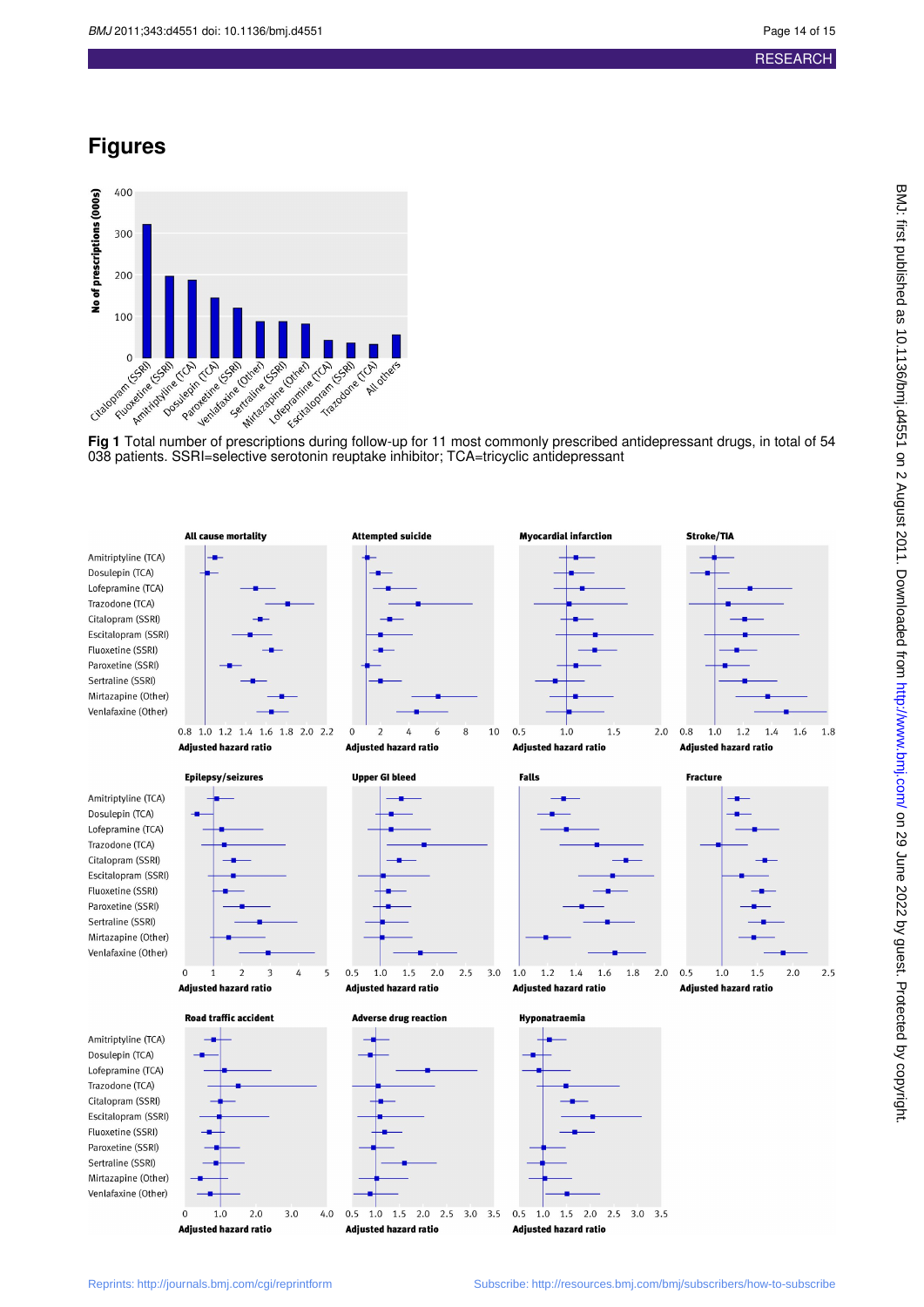# Figures

Fig 1 Total number of prescriptions during follow-up for 11 most commonly prescribed antidepressant drugs, in total of 54 038 patients. SSRI=selective serotonin reuptake inhibitor; TCA=tricyclic antidepressant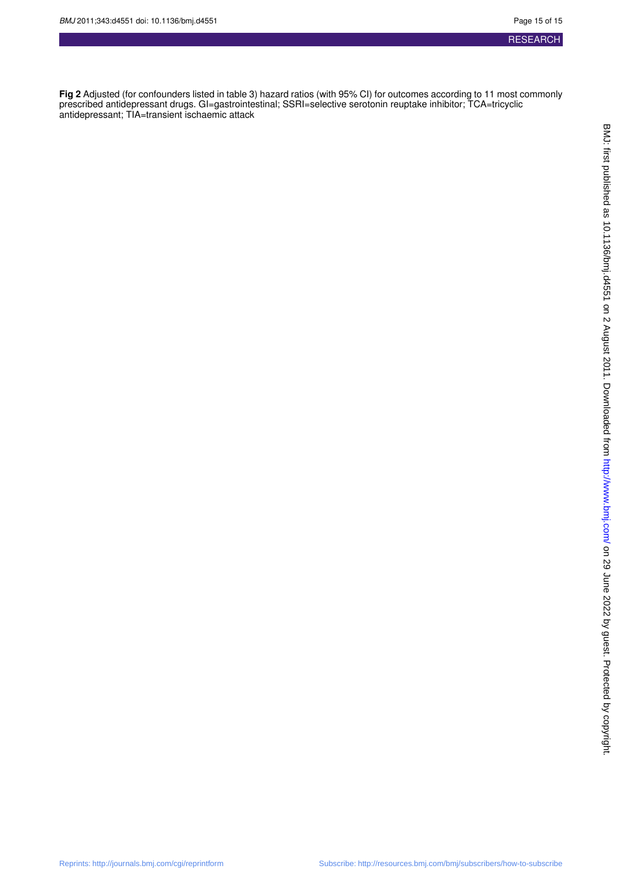**Fig 2** Adjusted (for confounders listed in table 3) hazard ratios (with 95% CI) for outcomes according to 11 most commonly prescribed antidepressant drugs. GI=gastrointestinal; SSRI=selective serotonin reuptake inhibitor; TCA=tricyclic antidepressant; TIA=transient ischaemic attack